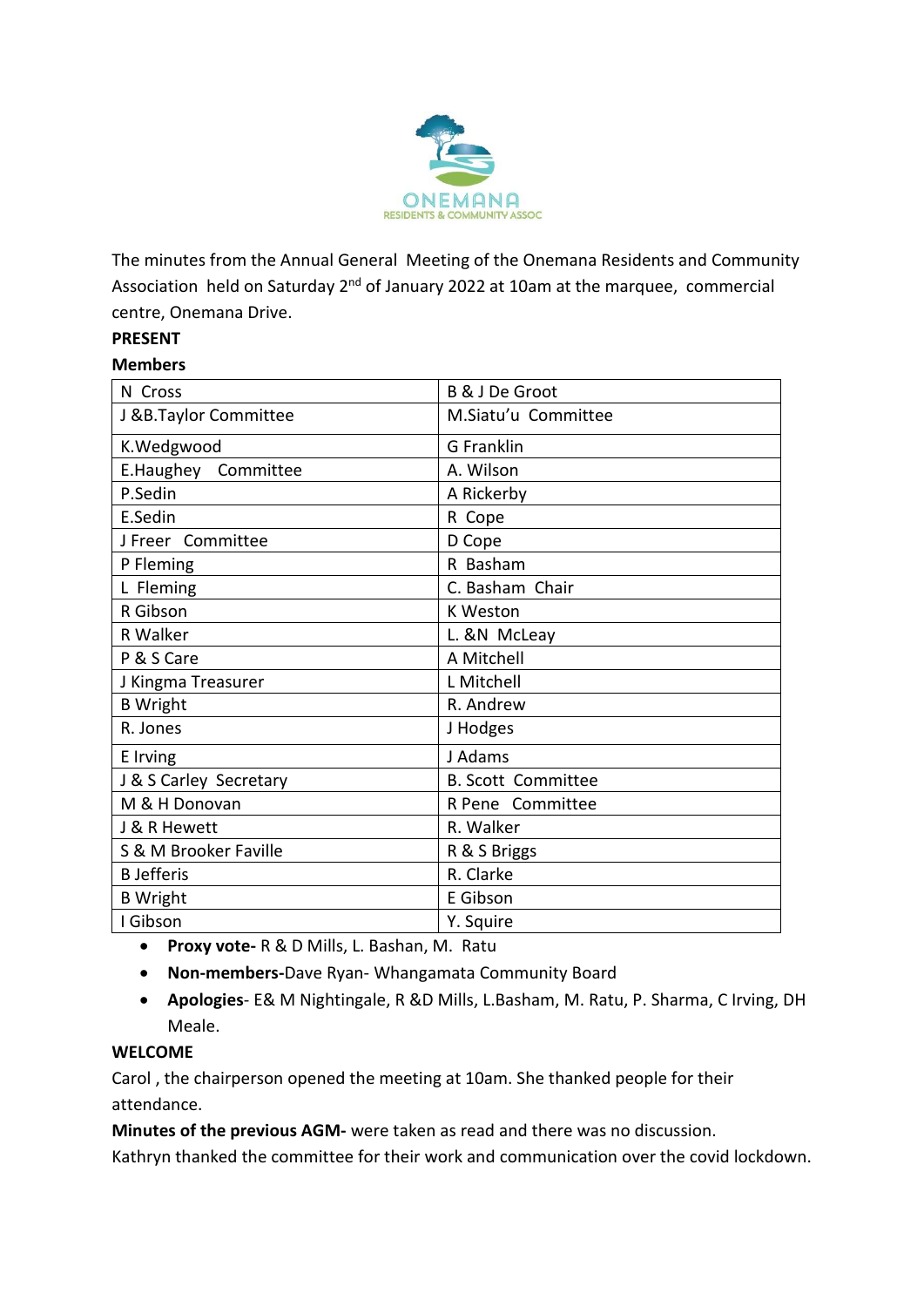ONEMANA
RESIDENTS & COMMUNITY ASSOC

The minutes from the Annual General Meeting of the Onemana Residents and Community Association held on Saturday 2nd of January 2022 at 10am at the marquee, commercial centre, Onemana Drive.

**PRESENT**

**Members**

| | |
|---|---|
| N Cross | B & J De Groot |
| J &B.Taylor Committee | M.Siatu'u Committee |
| K.Wedgwood | G Franklin |
| E.Haughey Committee | A. Wilson |
| P.Sedin | A Rickerby |
| E.Sedin | R Cope |
| J Freer Committee | D Cope |
| P Fleming | R Basham |
| L Fleming | C. Basham Chair |
| R Gibson | K Weston |
| R Walker | L. &N McLeay |
| P & S Care | A Mitchell |
| J Kingma Treasurer | L Mitchell |
| B Wright | R. Andrew |
| R. Jones | J Hodges |
| E Irving | J Adams |
| J & S Carley Secretary | B. Scott Committee |
| M & H Donovan | R Pene Committee |
| J & R Hewett | R. Walker |
| S & M Brooker Faville | R & S Briggs |
| B Jefferis | R. Clarke |
| B Wright | E Gibson |
| I Gibson | Y. Squire |

- **Proxy vote-** R & D Mills, L. Bashan, M. Ratu
- **Non-members-**Dave Ryan- Whangamata Community Board
- **Apologies**- E& M Nightingale, R &D Mills, L.Basham, M. Ratu, P. Sharma, C Irving, DH Meale.

**WELCOME**

Carol , the chairperson opened the meeting at 10am. She thanked people for their attendance.

**Minutes of the previous AGM-** were taken as read and there was no discussion.

Kathryn thanked the committee for their work and communication over the covid lockdown.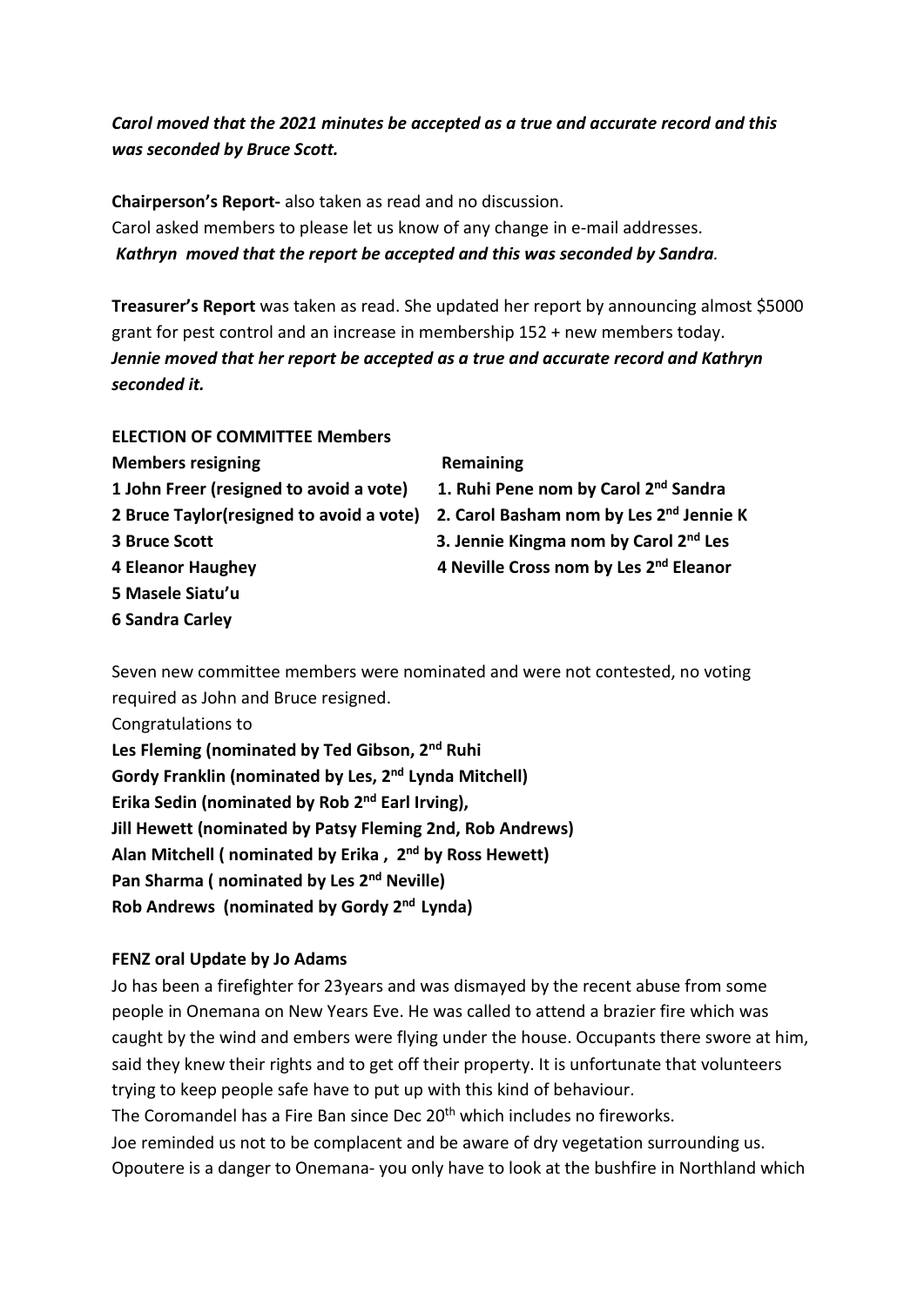***Carol moved that the 2021 minutes be accepted as a true and accurate record and this was seconded by Bruce Scott.***

**Chairperson's Report-** also taken as read and no discussion.
Carol asked members to please let us know of any change in e-mail addresses.
***Kathryn moved that the report be accepted and this was seconded by Sandra.***

**Treasurer's Report** was taken as read. She updated her report by announcing almost $5000 grant for pest control and an increase in membership 152 + new members today.
***Jennie moved that her report be accepted as a true and accurate record and Kathryn seconded it.***

**ELECTION OF COMMITTEE Members**

| **Members resigning** | **Remaining** |
|---|---|
| **1 John Freer (resigned to avoid a vote)** | **1. Ruhi Pene nom by Carol 2nd Sandra** |
| **2 Bruce Taylor(resigned to avoid a vote)** | **2. Carol Basham nom by Les 2nd Jennie K** |
| **3 Bruce Scott** | **3. Jennie Kingma nom by Carol 2nd Les** |
| **4 Eleanor Haughey** | **4 Neville Cross nom by Les 2nd Eleanor** |
| **5 Masele Siatu'u** | |
| **6 Sandra Carley** | |

Seven new committee members were nominated and were not contested, no voting required as John and Bruce resigned.
Congratulations to
**Les Fleming (nominated by Ted Gibson, 2nd Ruhi**
**Gordy Franklin (nominated by Les, 2nd Lynda Mitchell)**
**Erika Sedin (nominated by Rob 2nd Earl Irving),**
**Jill Hewett (nominated by Patsy Fleming 2nd, Rob Andrews)**
**Alan Mitchell ( nominated by Erika , 2nd by Ross Hewett)**
**Pan Sharma ( nominated by Les 2nd Neville)**
**Rob Andrews (nominated by Gordy 2nd Lynda)**

**FENZ oral Update by Jo Adams**

Jo has been a firefighter for 23years and was dismayed by the recent abuse from some people in Onemana on New Years Eve. He was called to attend a brazier fire which was caught by the wind and embers were flying under the house. Occupants there swore at him, said they knew their rights and to get off their property. It is unfortunate that volunteers trying to keep people safe have to put up with this kind of behaviour.
The Coromandel has a Fire Ban since Dec 20th which includes no fireworks.
Joe reminded us not to be complacent and be aware of dry vegetation surrounding us.
Opoutere is a danger to Onemana- you only have to look at the bushfire in Northland which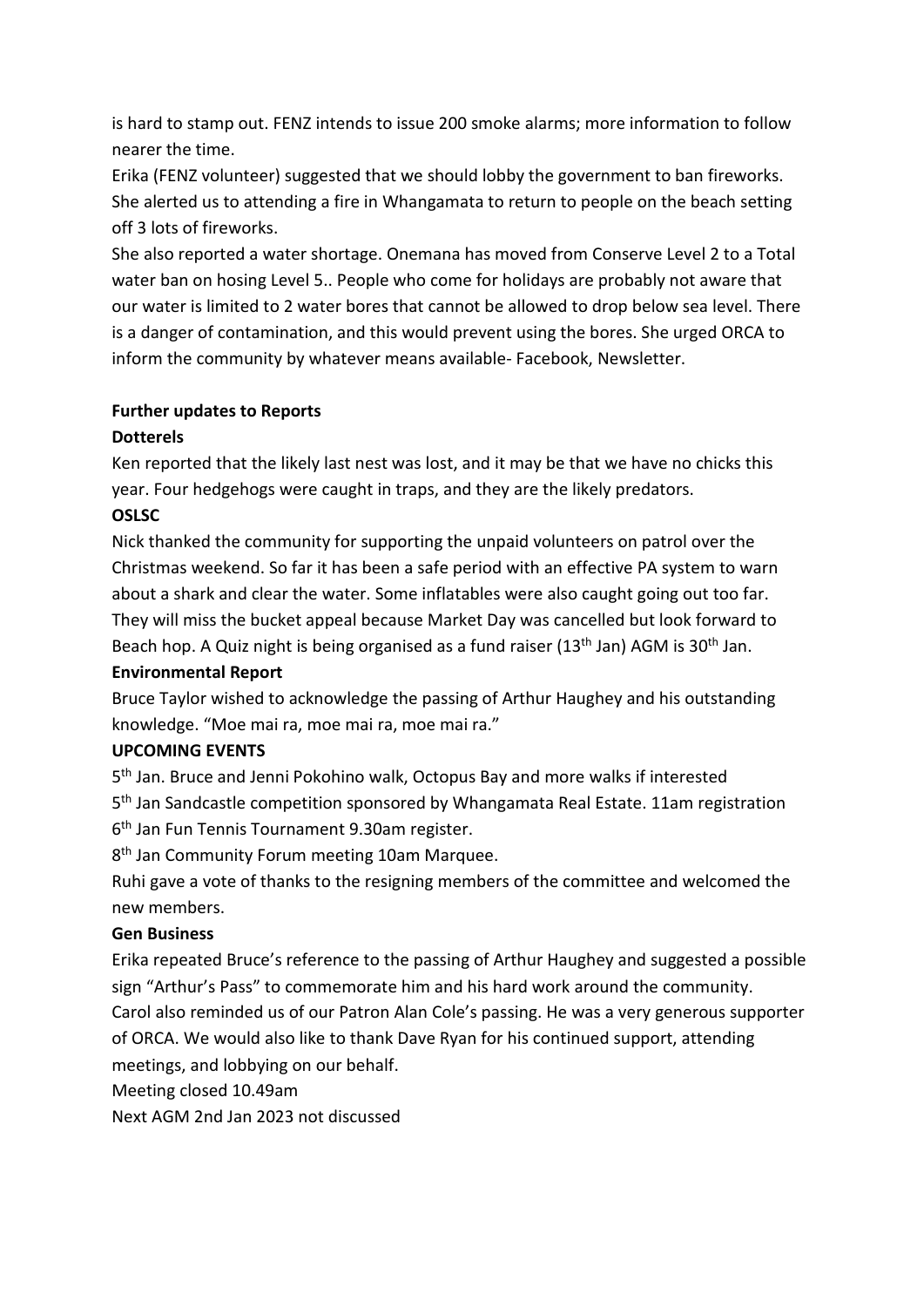is hard to stamp out. FENZ intends to issue 200 smoke alarms; more information to follow nearer the time.
Erika (FENZ volunteer) suggested that we should lobby the government to ban fireworks. She alerted us to attending a fire in Whangamata to return to people on the beach setting off 3 lots of fireworks.
She also reported a water shortage. Onemana has moved from Conserve Level 2 to a Total water ban on hosing Level 5.. People who come for holidays are probably not aware that our water is limited to 2 water bores that cannot be allowed to drop below sea level. There is a danger of contamination, and this would prevent using the bores. She urged ORCA to inform the community by whatever means available- Facebook, Newsletter.

**Further updates to Reports**

**Dotterels**

Ken reported that the likely last nest was lost, and it may be that we have no chicks this year. Four hedgehogs were caught in traps, and they are the likely predators.

**OSLSC**

Nick thanked the community for supporting the unpaid volunteers on patrol over the Christmas weekend. So far it has been a safe period with an effective PA system to warn about a shark and clear the water. Some inflatables were also caught going out too far. They will miss the bucket appeal because Market Day was cancelled but look forward to Beach hop. A Quiz night is being organised as a fund raiser (13th Jan) AGM is 30th Jan.

**Environmental Report**

Bruce Taylor wished to acknowledge the passing of Arthur Haughey and his outstanding knowledge. "Moe mai ra, moe mai ra, moe mai ra."

**UPCOMING EVENTS**

5th Jan. Bruce and Jenni Pokohino walk, Octopus Bay and more walks if interested
5th Jan Sandcastle competition sponsored by Whangamata Real Estate. 11am registration
6th Jan Fun Tennis Tournament 9.30am register.
8th Jan Community Forum meeting 10am Marquee.
Ruhi gave a vote of thanks to the resigning members of the committee and welcomed the new members.

**Gen Business**

Erika repeated Bruce's reference to the passing of Arthur Haughey and suggested a possible sign "Arthur's Pass" to commemorate him and his hard work around the community.
Carol also reminded us of our Patron Alan Cole's passing. He was a very generous supporter of ORCA. We would also like to thank Dave Ryan for his continued support, attending meetings, and lobbying on our behalf.
Meeting closed 10.49am
Next AGM 2nd Jan 2023 not discussed